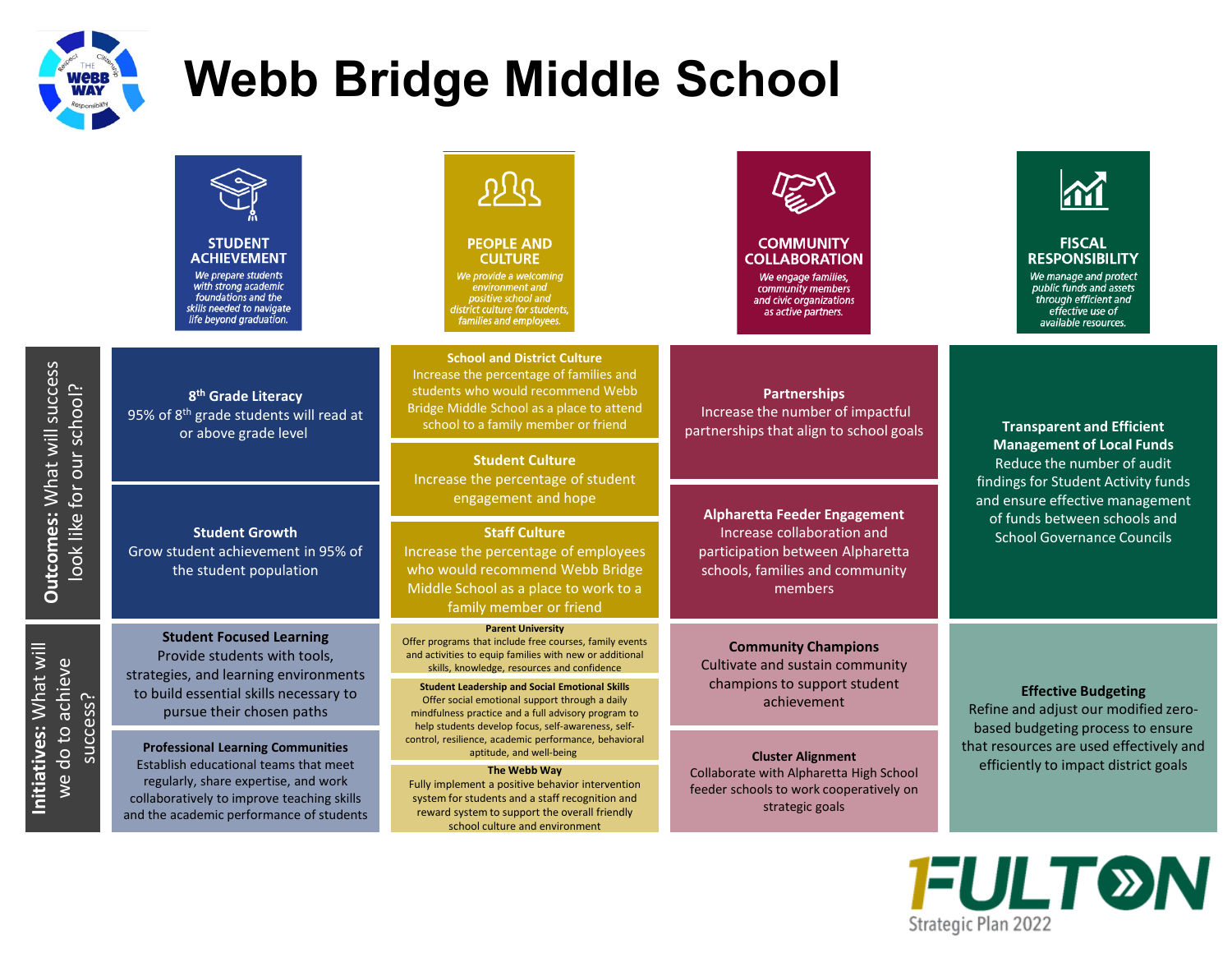# Webb Bridge Middle School

| | STUDENT ACHIEVEMENT | PEOPLE AND CULTURE | COMMUNITY COLLABORATION | FISCAL RESPONSIBILITY |
|---|---|---|---|---|
| | *We prepare students with strong academic foundations and the skills needed to navigate life beyond graduation.* | *We provide a welcoming environment and positive school and district culture for students, families and employees.* | *We engage families, community members and civic organizations as active partners.* | *We manage and protect public funds and assets through efficient and effective use of available resources.* |
| **Outcomes:** What will success look like for our school? | **8th Grade Literacy** 95% of 8th grade students will read at or above grade level | **School and District Culture** Increase the percentage of families and students who would recommend Webb Bridge Middle School as a place to attend school to a family member or friend | **Partnerships** Increase the number of impactful partnerships that align to school goals | **Transparent and Efficient Management of Local Funds** Reduce the number of audit findings for Student Activity funds and ensure effective management of funds between schools and School Governance Councils |
| | | **Student Culture** Increase the percentage of student engagement and hope | | |
| | **Student Growth** Grow student achievement in 95% of the student population | **Staff Culture** Increase the percentage of employees who would recommend Webb Bridge Middle School as a place to work to a family member or friend | **Alpharetta Feeder Engagement** Increase collaboration and participation between Alpharetta schools, families and community members | |
| **Initiatives:** What will we do to achieve success? | **Student Focused Learning** Provide students with tools, strategies, and learning environments to build essential skills necessary to pursue their chosen paths | **Parent University** Offer programs that include free courses, family events and activities to equip families with new or additional skills, knowledge, resources and confidence | **Community Champions** Cultivate and sustain community champions to support student achievement | **Effective Budgeting** Refine and adjust our modified zero-based budgeting process to ensure that resources are used effectively and efficiently to impact district goals |
| | | **Student Leadership and Social Emotional Skills** Offer social emotional support through a daily mindfulness practice and a full advisory program to help students develop focus, self-awareness, self-control, resilience, academic performance, behavioral aptitude, and well-being | | |
| | **Professional Learning Communities** Establish educational teams that meet regularly, share expertise, and work collaboratively to improve teaching skills and the academic performance of students | **The Webb Way** Fully implement a positive behavior intervention system for students and a staff recognition and reward system to support the overall friendly school culture and environment | **Cluster Alignment** Collaborate with Alpharetta High School feeder schools to work cooperatively on strategic goals | |

FULTON Strategic Plan 2022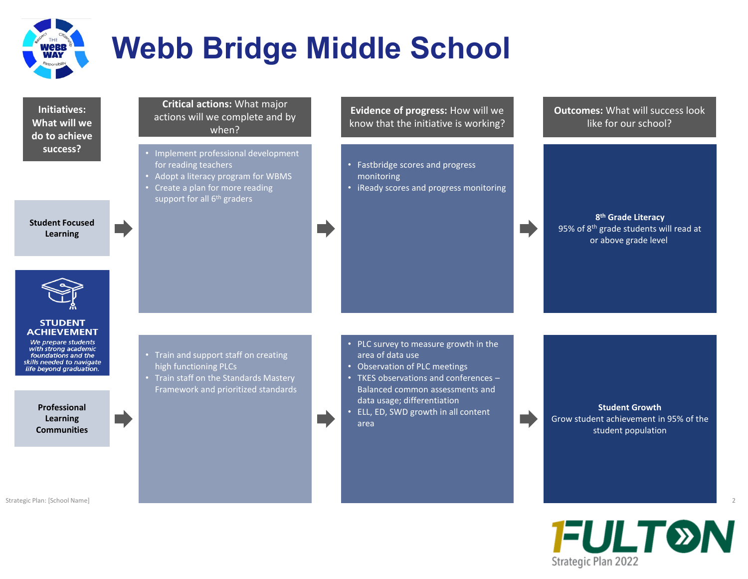# Webb Bridge Middle School

## STUDENT ACHIEVEMENT

*We prepare students with strong academic foundations and the skills needed to navigate life beyond graduation.*

| Initiatives: What will we do to achieve success? | Critical actions: What major actions will we complete and by when? | Evidence of progress: How will we know that the initiative is working? | Outcomes: What will success look like for our school? |
|---|---|---|---|
| **Student Focused Learning** | • Implement professional development for reading teachers<br>• Adopt a literacy program for WBMS<br>• Create a plan for more reading support for all 6th graders | • Fastbridge scores and progress monitoring<br>• iReady scores and progress monitoring | **8th Grade Literacy**<br>95% of 8th grade students will read at or above grade level |
| **Professional Learning Communities** | • Train and support staff on creating high functioning PLCs<br>• Train staff on the Standards Mastery Framework and prioritized standards | • PLC survey to measure growth in the area of data use<br>• Observation of PLC meetings<br>• TKES observations and conferences – Balanced common assessments and data usage; differentiation<br>• ELL, ED, SWD growth in all content area | **Student Growth**<br>Grow student achievement in 95% of the student population |

Strategic Plan: [School Name]

Strategic Plan 2022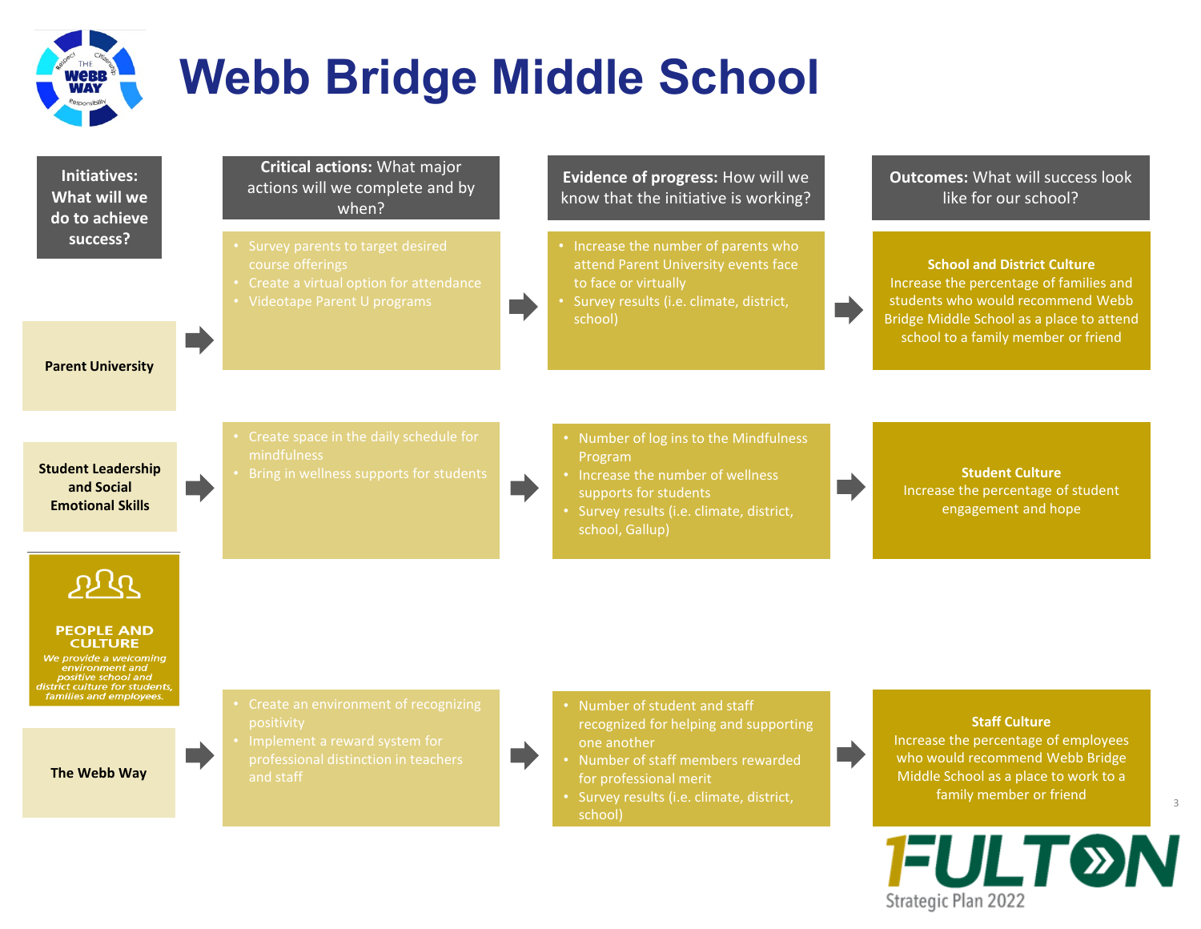# Webb Bridge Middle School

**PEOPLE AND CULTURE**

*We provide a welcoming environment and positive school and district culture for students, families and employees.*

| **Initiatives:** What will we do to achieve success? | **Critical actions:** What major actions will we complete and by when? | **Evidence of progress:** How will we know that the initiative is working? | **Outcomes:** What will success look like for our school? |
|---|---|---|---|
| Parent University | • Survey parents to target desired course offerings<br>• Create a virtual option for attendance<br>• Videotape Parent U programs | • Increase the number of parents who attend Parent University events face to face or virtually<br>• Survey results (i.e. climate, district, school) | **School and District Culture**<br>Increase the percentage of families and students who would recommend Webb Bridge Middle School as a place to attend school to a family member or friend |
| Student Leadership and Social Emotional Skills | • Create space in the daily schedule for mindfulness<br>• Bring in wellness supports for students | • Number of log ins to the Mindfulness Program<br>• Increase the number of wellness supports for students<br>• Survey results (i.e. climate, district, school, Gallup) | **Student Culture**<br>Increase the percentage of student engagement and hope |
| The Webb Way | • Create an environment of recognizing positivity<br>• Implement a reward system for professional distinction in teachers and staff | • Number of student and staff recognized for helping and supporting one another<br>• Number of staff members rewarded for professional merit<br>• Survey results (i.e. climate, district, school) | **Staff Culture**<br>Increase the percentage of employees who would recommend Webb Bridge Middle School as a place to work to a family member or friend |

FULTON Strategic Plan 2022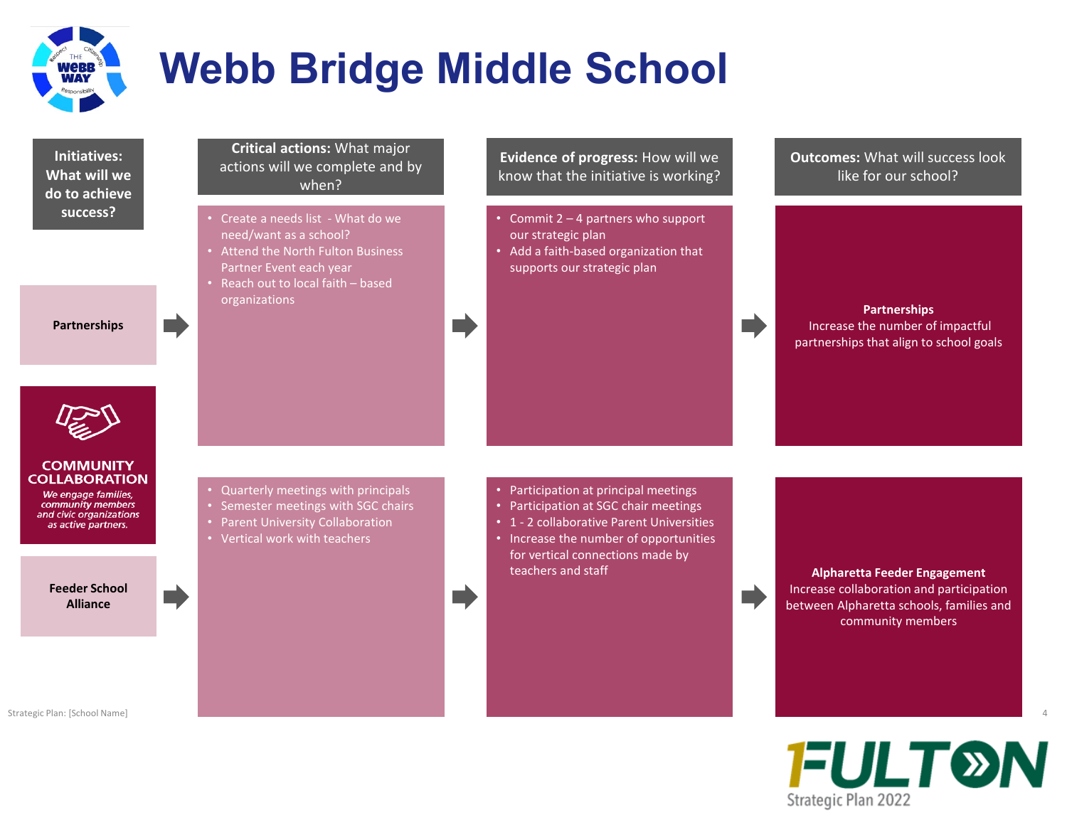# Webb Bridge Middle School

**COMMUNITY COLLABORATION**

*We engage families, community members and civic organizations as active partners.*

| Initiatives: What will we do to achieve success? | Critical actions: What major actions will we complete and by when? | Evidence of progress: How will we know that the initiative is working? | Outcomes: What will success look like for our school? |
|---|---|---|---|
| **Partnerships** | • Create a needs list - What do we need/want as a school?<br>• Attend the North Fulton Business Partner Event each year<br>• Reach out to local faith – based organizations | • Commit 2 – 4 partners who support our strategic plan<br>• Add a faith-based organization that supports our strategic plan | **Partnerships**<br>Increase the number of impactful partnerships that align to school goals |
| **Feeder School Alliance** | • Quarterly meetings with principals<br>• Semester meetings with SGC chairs<br>• Parent University Collaboration<br>• Vertical work with teachers | • Participation at principal meetings<br>• Participation at SGC chair meetings<br>• 1 - 2 collaborative Parent Universities<br>• Increase the number of opportunities for vertical connections made by teachers and staff | **Alpharetta Feeder Engagement**<br>Increase collaboration and participation between Alpharetta schools, families and community members |

Strategic Plan: [School Name]

FULTON Strategic Plan 2022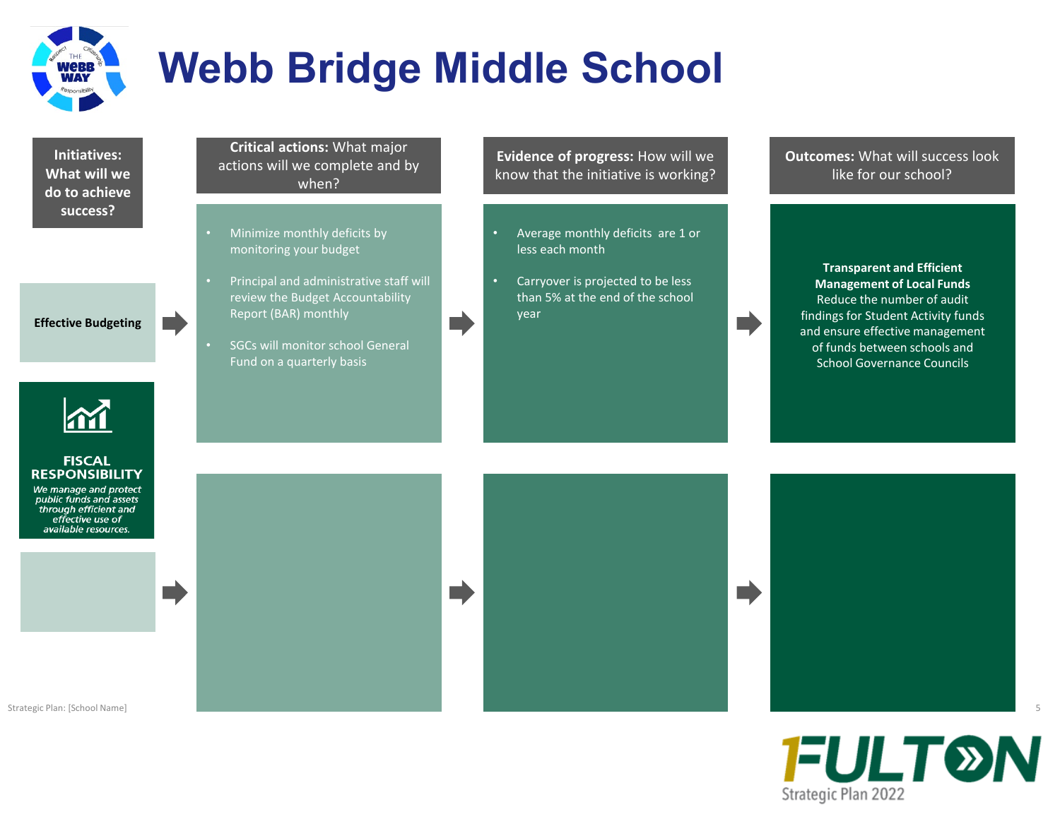# Webb Bridge Middle School

| Initiatives: What will we do to achieve success? | Critical actions: What major actions will we complete and by when? | Evidence of progress: How will we know that the initiative is working? | Outcomes: What will success look like for our school? |
|---|---|---|---|
| Effective Budgeting | • Minimize monthly deficits by monitoring your budget<br>• Principal and administrative staff will review the Budget Accountability Report (BAR) monthly<br>• SGCs will monitor school General Fund on a quarterly basis | • Average monthly deficits are 1 or less each month<br>• Carryover is projected to be less than 5% at the end of the school year | **Transparent and Efficient Management of Local Funds**<br>Reduce the number of audit findings for Student Activity funds and ensure effective management of funds between schools and School Governance Councils |
| | | | |

**FISCAL RESPONSIBILITY**

*We manage and protect public funds and assets through efficient and effective use of available resources.*

Strategic Plan: [School Name]

FULTON Strategic Plan 2022